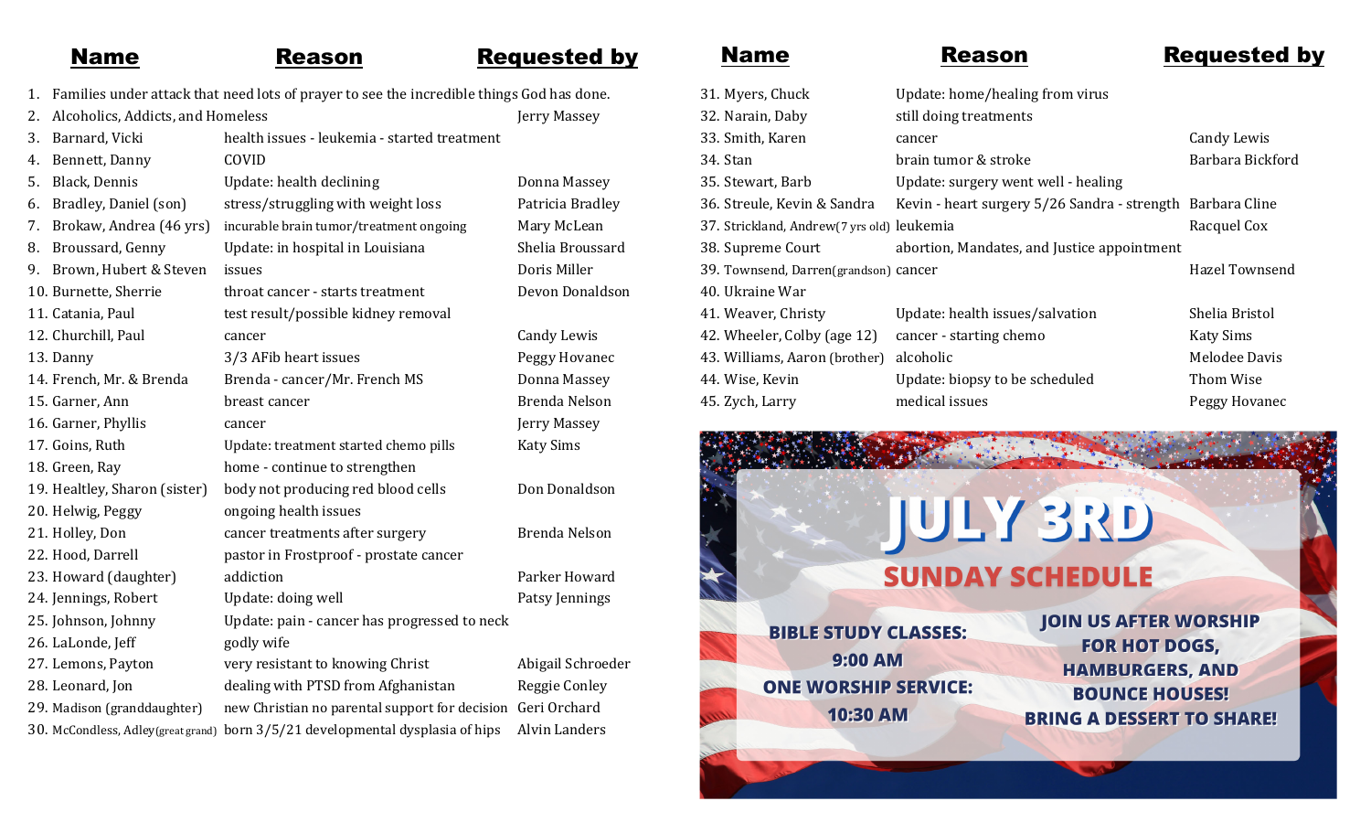| # | Name | Reason | Requested by |
|---|---|---|---|
| 1. | Families under attack that need lots of prayer to see the incredible things God has done. | | |
| 2. | Alcoholics, Addicts, and Homeless | | Jerry Massey |
| 3. | Barnard, Vicki | health issues - leukemia - started treatment | |
| 4. | Bennett, Danny | COVID | |
| 5. | Black, Dennis | Update: health declining | Donna Massey |
| 6. | Bradley, Daniel (son) | stress/struggling with weight loss | Patricia Bradley |
| 7. | Brokaw, Andrea (46 yrs) | incurable brain tumor/treatment ongoing | Mary McLean |
| 8. | Broussard, Genny | Update: in hospital in Louisiana | Shelia Broussard |
| 9. | Brown, Hubert & Steven | issues | Doris Miller |
| 10. | Burnette, Sherrie | throat cancer - starts treatment | Devon Donaldson |
| 11. | Catania, Paul | test result/possible kidney removal | |
| 12. | Churchill, Paul | cancer | Candy Lewis |
| 13. | Danny | 3/3 AFib heart issues | Peggy Hovanec |
| 14. | French, Mr. & Brenda | Brenda - cancer/Mr. French MS | Donna Massey |
| 15. | Garner, Ann | breast cancer | Brenda Nelson |
| 16. | Garner, Phyllis | cancer | Jerry Massey |
| 17. | Goins, Ruth | Update: treatment started chemo pills | Katy Sims |
| 18. | Green, Ray | home - continue to strengthen | |
| 19. | Healtley, Sharon (sister) | body not producing red blood cells | Don Donaldson |
| 20. | Helwig, Peggy | ongoing health issues | |
| 21. | Holley, Don | cancer treatments after surgery | Brenda Nelson |
| 22. | Hood, Darrell | pastor in Frostproof - prostate cancer | |
| 23. | Howard (daughter) | addiction | Parker Howard |
| 24. | Jennings, Robert | Update: doing well | Patsy Jennings |
| 25. | Johnson, Johnny | Update: pain - cancer has progressed to neck | |
| 26. | LaLonde, Jeff | godly wife | |
| 27. | Lemons, Payton | very resistant to knowing Christ | Abigail Schroeder |
| 28. | Leonard, Jon | dealing with PTSD from Afghanistan | Reggie Conley |
| 29. | Madison (granddaughter) | new Christian no parental support for decision | Geri Orchard |
| 30. | McCondless, Adley (great grand) | born 3/5/21 developmental dysplasia of hips | Alvin Landers |
| 31. | Myers, Chuck | Update: home/healing from virus | |
| 32. | Narain, Daby | still doing treatments | |
| 33. | Smith, Karen | cancer | Candy Lewis |
| 34. | Stan | brain tumor & stroke | Barbara Bickford |
| 35. | Stewart, Barb | Update: surgery went well - healing | |
| 36. | Streule, Kevin & Sandra | Kevin - heart surgery 5/26 Sandra - strength | Barbara Cline |
| 37. | Strickland, Andrew (7 yrs old) | leukemia | Racquel Cox |
| 38. | Supreme Court | abortion, Mandates, and Justice appointment | |
| 39. | Townsend, Darren (grandson) | cancer | Hazel Townsend |
| 40. | Ukraine War | | |
| 41. | Weaver, Christy | Update: health issues/salvation | Shelia Bristol |
| 42. | Wheeler, Colby (age 12) | cancer - starting chemo | Katy Sims |
| 43. | Williams, Aaron (brother) | alcoholic | Melodee Davis |
| 44. | Wise, Kevin | Update: biopsy to be scheduled | Thom Wise |
| 45. | Zych, Larry | medical issues | Peggy Hovanec |

# JULY 3RD

## SUNDAY SCHEDULE

**BIBLE STUDY CLASSES:**
**9:00 AM**
**ONE WORSHIP SERVICE:**
**10:30 AM**

**JOIN US AFTER WORSHIP FOR HOT DOGS, HAMBURGERS, AND BOUNCE HOUSES!**
**BRING A DESSERT TO SHARE!**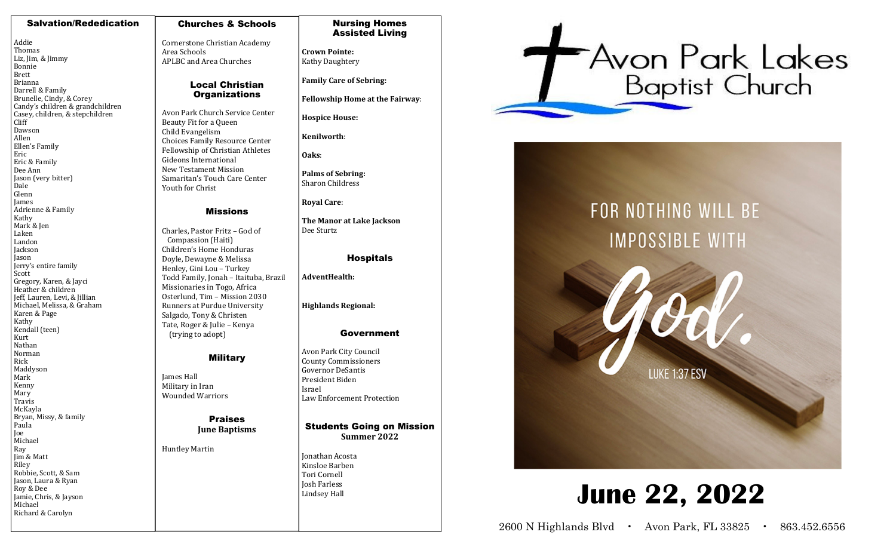## Salvation/Rededication

Addie
Thomas
Liz, Jim, & Jimmy
Bonnie
Brett
Brianna
Darrell & Family
Brunelle, Cindy, & Corey
Candy's children & grandchildren
Casey, children, & stepchildren
Cliff
Dawson
Allen
Ellen's Family
Eric
Eric & Family
Dee Ann
Jason (very bitter)
Dale
Glenn
James
Adrienne & Family
Kathy
Mark & Jen
Laken
Landon
Jackson
Jason
Jerry's entire family
Scott
Gregory, Karen, & Jayci
Heather & children
Jeff, Lauren, Levi, & Jillian
Michael, Melissa, & Graham
Karen & Page
Kathy
Kendall (teen)
Kurt
Nathan
Norman
Rick
Maddyson
Mark
Kenny
Mary
Travis
McKayla
Bryan, Missy, & family
Paula
Joe
Michael
Ray
Jim & Matt
Riley
Robbie, Scott, & Sam
Jason, Laura & Ryan
Roy & Dee
Jamie, Chris, & Jayson
Michael
Richard & Carolyn

## Churches & Schools

Cornerstone Christian Academy
Area Schools
APLBC and Area Churches

## Local Christian Organizations

Avon Park Church Service Center
Beauty Fit for a Queen
Child Evangelism
Choices Family Resource Center
Fellowship of Christian Athletes
Gideons International
New Testament Mission
Samaritan's Touch Care Center
Youth for Christ

## Missions

Charles, Pastor Fritz – God of Compassion (Haiti)
Children's Home Honduras
Doyle, Dewayne & Melissa
Henley, Gini Lou – Turkey
Todd Family, Jonah – Itaituba, Brazil
Missionaries in Togo, Africa
Osterlund, Tim – Mission 2030
Runners at Purdue University
Salgado, Tony & Christen
Tate, Roger & Julie – Kenya (trying to adopt)

## Military

James Hall
Military in Iran
Wounded Warriors

## Praises

**June Baptisms**

Huntley Martin

## Nursing Homes Assisted Living

**Crown Pointe:**
Kathy Daughtery

**Family Care of Sebring:**

**Fellowship Home at the Fairway:**

**Hospice House:**

**Kenilworth:**

**Oaks:**

**Palms of Sebring:**
Sharon Childress

**Royal Care:**

**The Manor at Lake Jackson**
Dee Sturtz

## Hospitals

**AdventHealth:**

**Highlands Regional:**

## Government

Avon Park City Council
County Commissioners
Governor DeSantis
President Biden
Israel
Law Enforcement Protection

## Students Going on Mission

**Summer 2022**

Jonathan Acosta
Kinsloe Barben
Tori Cornell
Josh Farless
Lindsey Hall

# Avon Park Lakes Baptist Church

FOR NOTHING WILL BE IMPOSSIBLE WITH God.

LUKE 1:37 ESV

# June 22, 2022

2600 N Highlands Blvd • Avon Park, FL 33825 • 863.452.6556